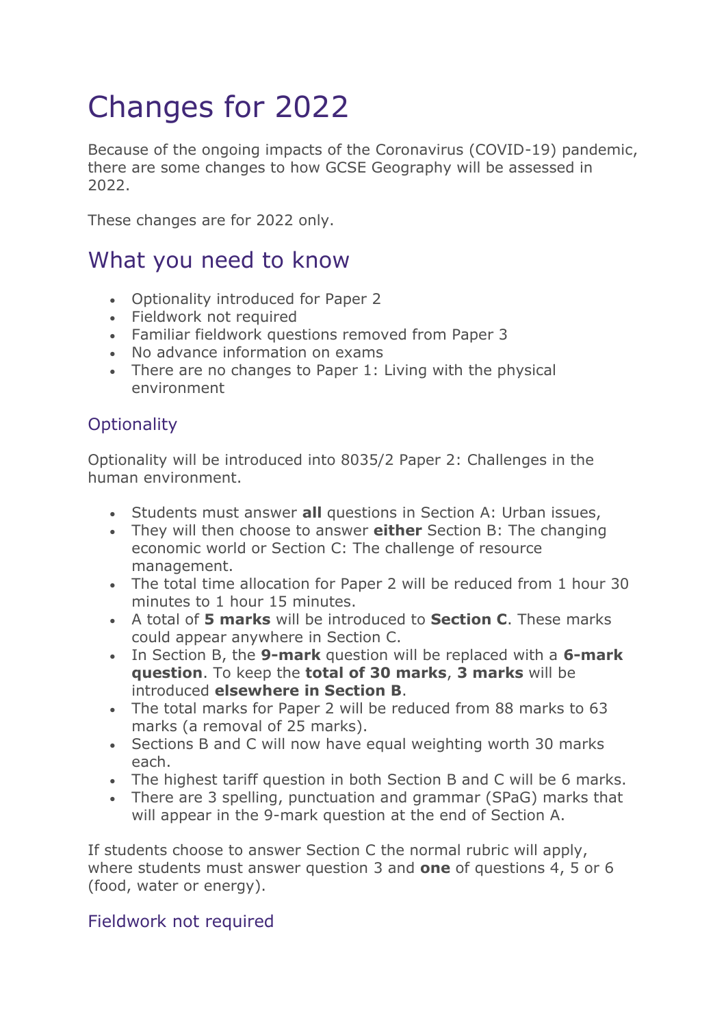# Changes for 2022

Because of the ongoing impacts of the Coronavirus (COVID-19) pandemic, there are some changes to how GCSE Geography will be assessed in 2022.

These changes are for 2022 only.

## What you need to know

- Optionality introduced for Paper 2
- Fieldwork not required
- Familiar fieldwork questions removed from Paper 3
- No advance information on exams
- There are no changes to Paper 1: Living with the physical environment

### Optionality

Optionality will be introduced into 8035/2 Paper 2: Challenges in the human environment.

- Students must answer **all** questions in Section A: Urban issues,
- They will then choose to answer **either** Section B: The changing economic world or Section C: The challenge of resource management.
- The total time allocation for Paper 2 will be reduced from 1 hour 30 minutes to 1 hour 15 minutes.
- A total of **5 marks** will be introduced to **Section C**. These marks could appear anywhere in Section C.
- In Section B, the **9-mark** question will be replaced with a **6-mark question**. To keep the **total of 30 marks**, **3 marks** will be introduced **elsewhere in Section B**.
- The total marks for Paper 2 will be reduced from 88 marks to 63 marks (a removal of 25 marks).
- Sections B and C will now have equal weighting worth 30 marks each.
- The highest tariff question in both Section B and C will be 6 marks.
- There are 3 spelling, punctuation and grammar (SPaG) marks that will appear in the 9-mark question at the end of Section A.

If students choose to answer Section C the normal rubric will apply, where students must answer question 3 and **one** of questions 4, 5 or 6 (food, water or energy).

### Fieldwork not required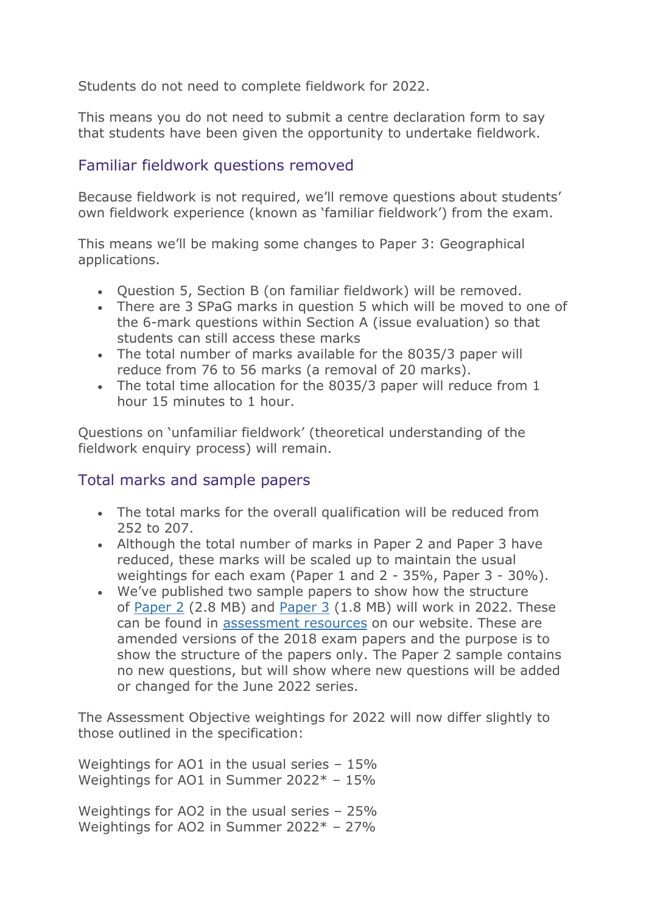Students do not need to complete fieldwork for 2022.

This means you do not need to submit a centre declaration form to say that students have been given the opportunity to undertake fieldwork.

## Familiar fieldwork questions removed

Because fieldwork is not required, we'll remove questions about students' own fieldwork experience (known as 'familiar fieldwork') from the exam.

This means we'll be making some changes to Paper 3: Geographical applications.

- Question 5, Section B (on familiar fieldwork) will be removed.
- There are 3 SPaG marks in question 5 which will be moved to one of the 6-mark questions within Section A (issue evaluation) so that students can still access these marks
- The total number of marks available for the 8035/3 paper will reduce from 76 to 56 marks (a removal of 20 marks).
- The total time allocation for the 8035/3 paper will reduce from 1 hour 15 minutes to 1 hour.

Questions on 'unfamiliar fieldwork' (theoretical understanding of the fieldwork enquiry process) will remain.

## Total marks and sample papers

- The total marks for the overall qualification will be reduced from 252 to 207.
- Although the total number of marks in Paper 2 and Paper 3 have reduced, these marks will be scaled up to maintain the usual weightings for each exam (Paper 1 and 2 - 35%, Paper 3 - 30%).
- We've published two sample papers to show how the structure of Paper 2 (2.8 MB) and Paper 3 (1.8 MB) will work in 2022. These can be found in assessment resources on our website. These are amended versions of the 2018 exam papers and the purpose is to show the structure of the papers only. The Paper 2 sample contains no new questions, but will show where new questions will be added or changed for the June 2022 series.

The Assessment Objective weightings for 2022 will now differ slightly to those outlined in the specification:

Weightings for AO1 in the usual series – 15%
Weightings for AO1 in Summer 2022* – 15%

Weightings for AO2 in the usual series – 25%
Weightings for AO2 in Summer 2022* – 27%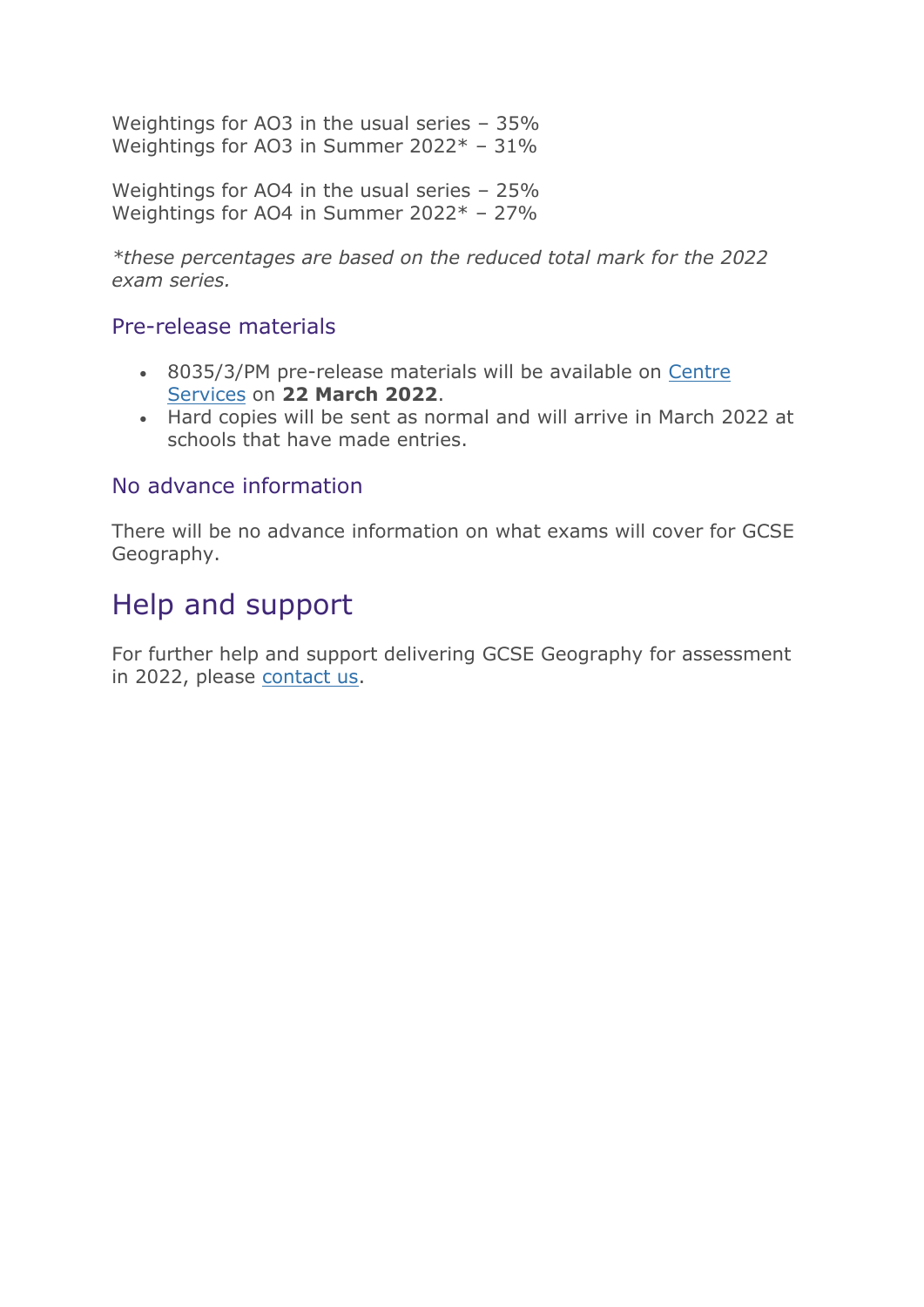Weightings for AO3 in the usual series – 35%
Weightings for AO3 in Summer 2022* – 31%

Weightings for AO4 in the usual series – 25%
Weightings for AO4 in Summer 2022* – 27%

*\*these percentages are based on the reduced total mark for the 2022 exam series.*

### Pre-release materials

- 8035/3/PM pre-release materials will be available on [Centre Services]() on **22 March 2022**.
- Hard copies will be sent as normal and will arrive in March 2022 at schools that have made entries.

### No advance information

There will be no advance information on what exams will cover for GCSE Geography.

## Help and support

For further help and support delivering GCSE Geography for assessment in 2022, please [contact us]().